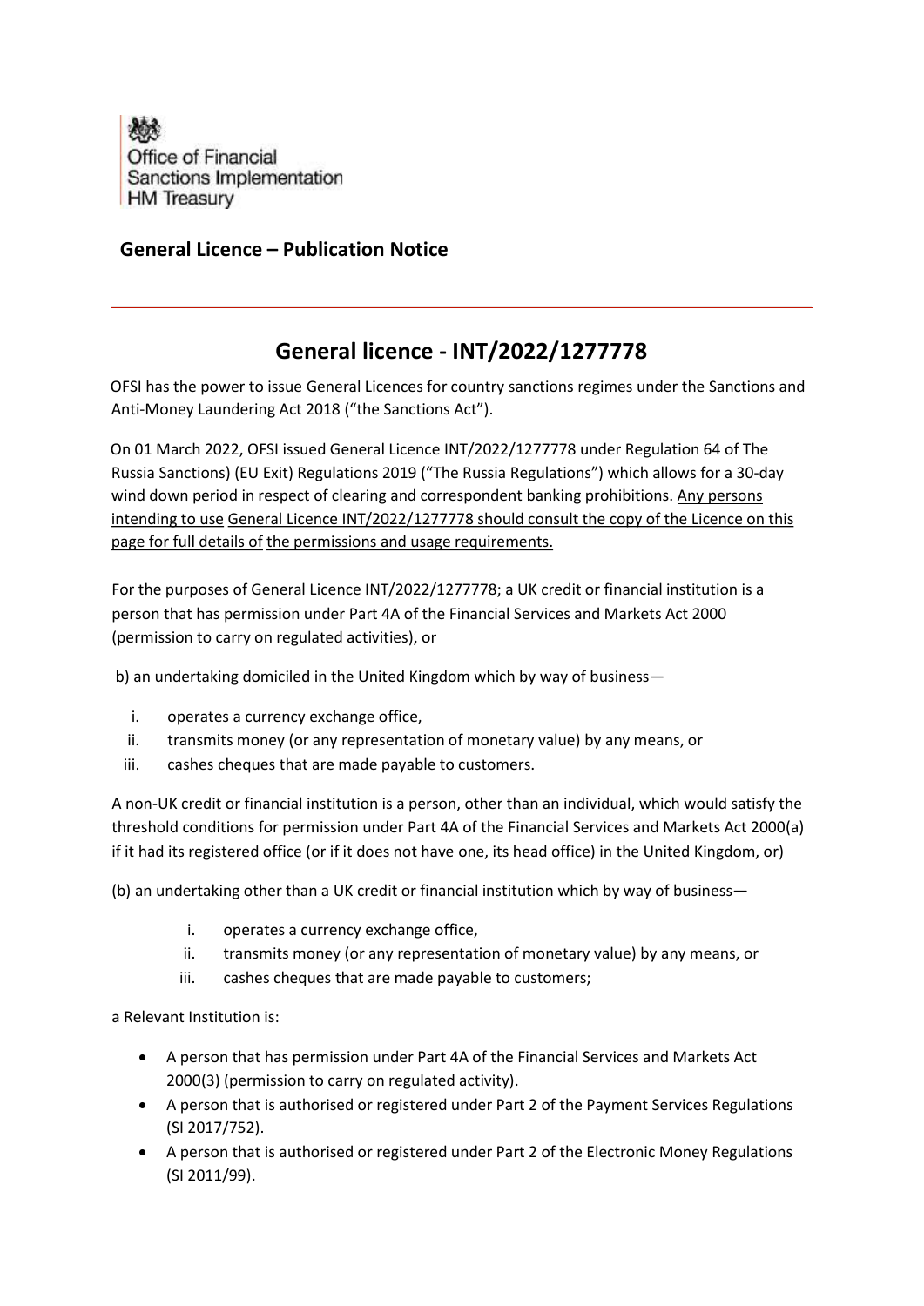Office of Financial Sanctions Implementation
HM Treasury

## General Licence – Publication Notice

---

# General licence - INT/2022/1277778

OFSI has the power to issue General Licences for country sanctions regimes under the Sanctions and Anti-Money Laundering Act 2018 ("the Sanctions Act").

On 01 March 2022, OFSI issued General Licence INT/2022/1277778 under Regulation 64 of The Russia Sanctions) (EU Exit) Regulations 2019 ("The Russia Regulations") which allows for a 30-day wind down period in respect of clearing and correspondent banking prohibitions. Any persons intending to use General Licence INT/2022/1277778 should consult the copy of the Licence on this page for full details of the permissions and usage requirements.

For the purposes of General Licence INT/2022/1277778; a UK credit or financial institution is a person that has permission under Part 4A of the Financial Services and Markets Act 2000 (permission to carry on regulated activities), or

b) an undertaking domiciled in the United Kingdom which by way of business—

i. operates a currency exchange office,
ii. transmits money (or any representation of monetary value) by any means, or
iii. cashes cheques that are made payable to customers.

A non-UK credit or financial institution is a person, other than an individual, which would satisfy the threshold conditions for permission under Part 4A of the Financial Services and Markets Act 2000(a) if it had its registered office (or if it does not have one, its head office) in the United Kingdom, or)

(b) an undertaking other than a UK credit or financial institution which by way of business—

i. operates a currency exchange office,
ii. transmits money (or any representation of monetary value) by any means, or
iii. cashes cheques that are made payable to customers;

a Relevant Institution is:

- A person that has permission under Part 4A of the Financial Services and Markets Act 2000(3) (permission to carry on regulated activity).
- A person that is authorised or registered under Part 2 of the Payment Services Regulations (SI 2017/752).
- A person that is authorised or registered under Part 2 of the Electronic Money Regulations (SI 2011/99).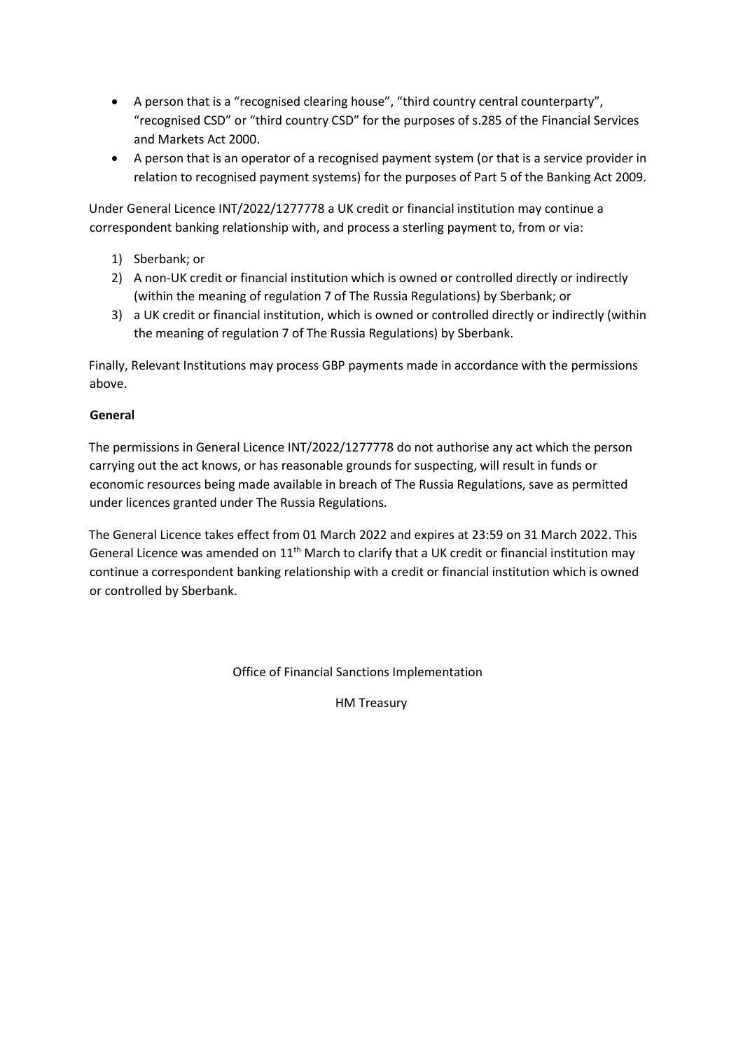- A person that is a "recognised clearing house", "third country central counterparty", "recognised CSD" or "third country CSD" for the purposes of s.285 of the Financial Services and Markets Act 2000.
- A person that is an operator of a recognised payment system (or that is a service provider in relation to recognised payment systems) for the purposes of Part 5 of the Banking Act 2009.

Under General Licence INT/2022/1277778 a UK credit or financial institution may continue a correspondent banking relationship with, and process a sterling payment to, from or via:

1) Sberbank; or
2) A non-UK credit or financial institution which is owned or controlled directly or indirectly (within the meaning of regulation 7 of The Russia Regulations) by Sberbank; or
3) a UK credit or financial institution, which is owned or controlled directly or indirectly (within the meaning of regulation 7 of The Russia Regulations) by Sberbank.

Finally, Relevant Institutions may process GBP payments made in accordance with the permissions above.

**General**

The permissions in General Licence INT/2022/1277778 do not authorise any act which the person carrying out the act knows, or has reasonable grounds for suspecting, will result in funds or economic resources being made available in breach of The Russia Regulations, save as permitted under licences granted under The Russia Regulations.

The General Licence takes effect from 01 March 2022 and expires at 23:59 on 31 March 2022. This General Licence was amended on 11th March to clarify that a UK credit or financial institution may continue a correspondent banking relationship with a credit or financial institution which is owned or controlled by Sberbank.

Office of Financial Sanctions Implementation

HM Treasury